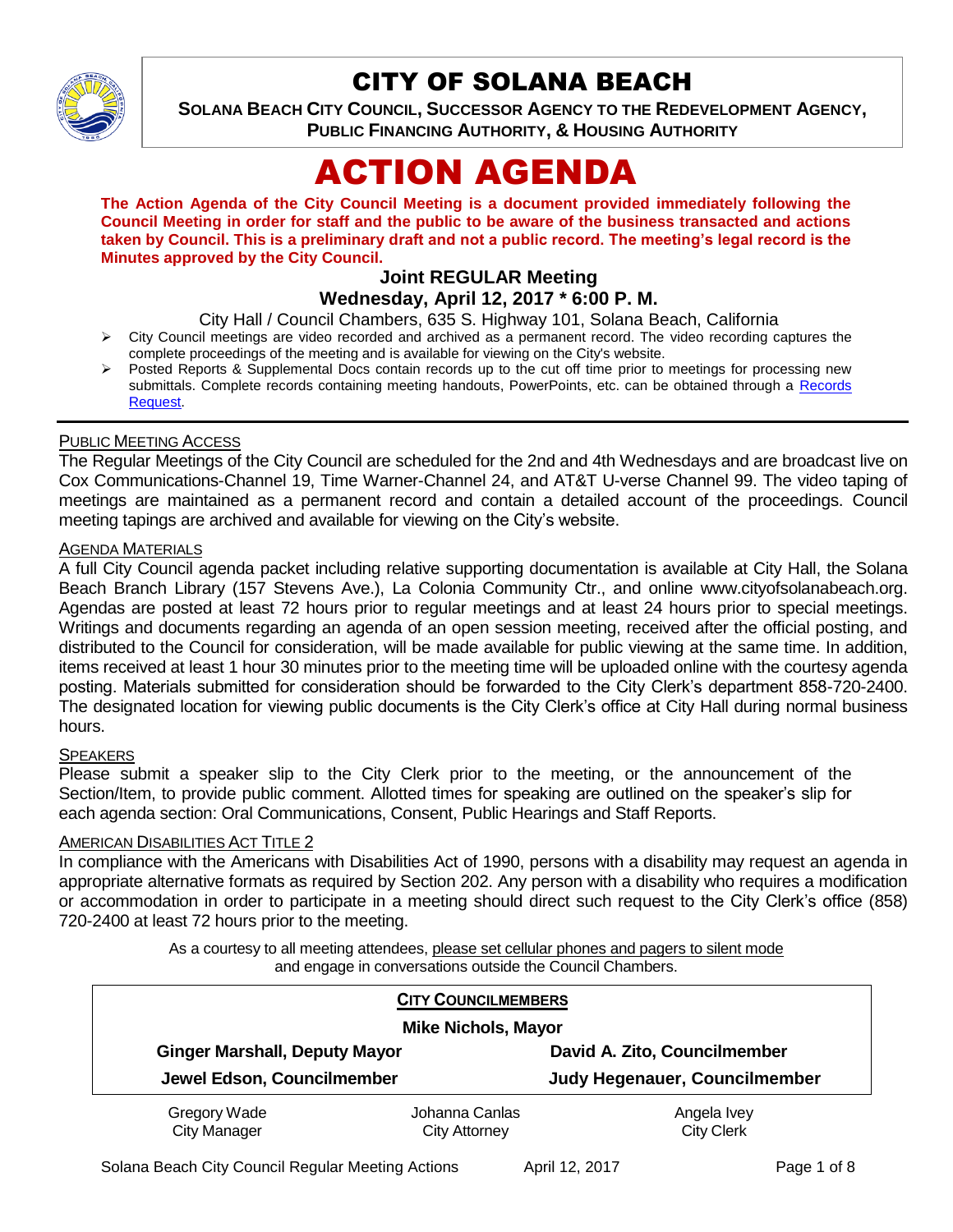# CITY OF SOLANA BEACH

**SOLANA BEACH CITY COUNCIL, SUCCESSOR AGENCY TO THE REDEVELOPMENT AGENCY, PUBLIC FINANCING AUTHORITY, & HOUSING AUTHORITY**

# ACTION AGENDA

**The Action Agenda of the City Council Meeting is a document provided immediately following the Council Meeting in order for staff and the public to be aware of the business transacted and actions taken by Council. This is a preliminary draft and not a public record. The meeting's legal record is the Minutes approved by the City Council.**

### Joint REGULAR Meeting
### Wednesday, April 12, 2017 * 6:00 P. M.

City Hall / Council Chambers, 635 S. Highway 101, Solana Beach, California

- City Council meetings are video recorded and archived as a permanent record. The video recording captures the complete proceedings of the meeting and is available for viewing on the City's website.
- Posted Reports & Supplemental Docs contain records up to the cut off time prior to meetings for processing new submittals. Complete records containing meeting handouts, PowerPoints, etc. can be obtained through a Records Request.

PUBLIC MEETING ACCESS

The Regular Meetings of the City Council are scheduled for the 2nd and 4th Wednesdays and are broadcast live on Cox Communications-Channel 19, Time Warner-Channel 24, and AT&T U-verse Channel 99. The video taping of meetings are maintained as a permanent record and contain a detailed account of the proceedings. Council meeting tapings are archived and available for viewing on the City's website.

AGENDA MATERIALS

A full City Council agenda packet including relative supporting documentation is available at City Hall, the Solana Beach Branch Library (157 Stevens Ave.), La Colonia Community Ctr., and online www.cityofsolanabeach.org. Agendas are posted at least 72 hours prior to regular meetings and at least 24 hours prior to special meetings. Writings and documents regarding an agenda of an open session meeting, received after the official posting, and distributed to the Council for consideration, will be made available for public viewing at the same time. In addition, items received at least 1 hour 30 minutes prior to the meeting time will be uploaded online with the courtesy agenda posting. Materials submitted for consideration should be forwarded to the City Clerk's department 858-720-2400. The designated location for viewing public documents is the City Clerk's office at City Hall during normal business hours.

SPEAKERS

Please submit a speaker slip to the City Clerk prior to the meeting, or the announcement of the Section/Item, to provide public comment. Allotted times for speaking are outlined on the speaker's slip for each agenda section: Oral Communications, Consent, Public Hearings and Staff Reports.

AMERICAN DISABILITIES ACT TITLE 2

In compliance with the Americans with Disabilities Act of 1990, persons with a disability may request an agenda in appropriate alternative formats as required by Section 202. Any person with a disability who requires a modification or accommodation in order to participate in a meeting should direct such request to the City Clerk's office (858) 720-2400 at least 72 hours prior to the meeting.

As a courtesy to all meeting attendees, please set cellular phones and pagers to silent mode and engage in conversations outside the Council Chambers.

**CITY COUNCILMEMBERS**

**Mike Nichols, Mayor**

| | |
|---|---|
| **Ginger Marshall, Deputy Mayor** | **David A. Zito, Councilmember** |
| **Jewel Edson, Councilmember** | **Judy Hegenauer, Councilmember** |

| | | |
|---|---|---|
| Gregory Wade<br>City Manager | Johanna Canlas<br>City Attorney | Angela Ivey<br>City Clerk |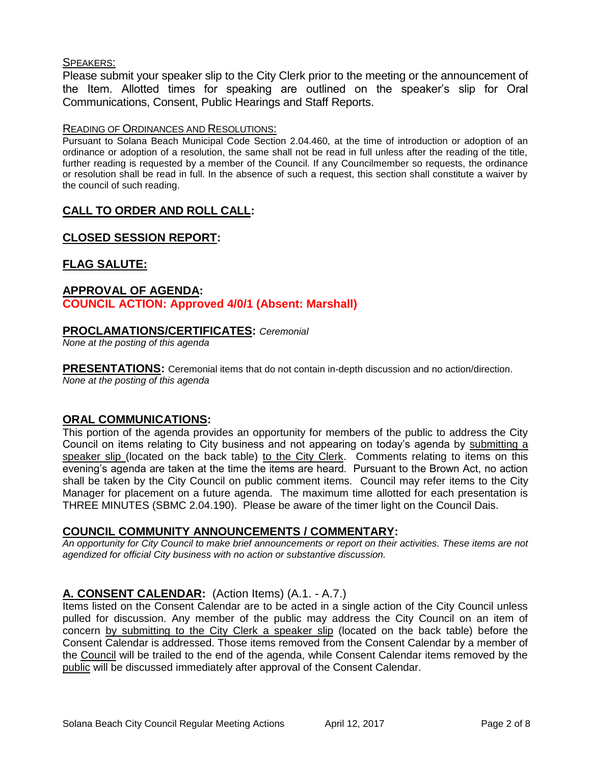SPEAKERS:

Please submit your speaker slip to the City Clerk prior to the meeting or the announcement of the Item. Allotted times for speaking are outlined on the speaker's slip for Oral Communications, Consent, Public Hearings and Staff Reports.

READING OF ORDINANCES AND RESOLUTIONS:

Pursuant to Solana Beach Municipal Code Section 2.04.460, at the time of introduction or adoption of an ordinance or adoption of a resolution, the same shall not be read in full unless after the reading of the title, further reading is requested by a member of the Council. If any Councilmember so requests, the ordinance or resolution shall be read in full. In the absence of such a request, this section shall constitute a waiver by the council of such reading.

## CALL TO ORDER AND ROLL CALL:

## CLOSED SESSION REPORT:

## FLAG SALUTE:

## APPROVAL OF AGENDA:

**COUNCIL ACTION: Approved 4/0/1 (Absent: Marshall)**

## PROCLAMATIONS/CERTIFICATES: *Ceremonial*

*None at the posting of this agenda*

**PRESENTATIONS:** Ceremonial items that do not contain in-depth discussion and no action/direction.

*None at the posting of this agenda*

## ORAL COMMUNICATIONS:

This portion of the agenda provides an opportunity for members of the public to address the City Council on items relating to City business and not appearing on today's agenda by submitting a speaker slip (located on the back table) to the City Clerk. Comments relating to items on this evening's agenda are taken at the time the items are heard. Pursuant to the Brown Act, no action shall be taken by the City Council on public comment items. Council may refer items to the City Manager for placement on a future agenda. The maximum time allotted for each presentation is THREE MINUTES (SBMC 2.04.190). Please be aware of the timer light on the Council Dais.

## COUNCIL COMMUNITY ANNOUNCEMENTS / COMMENTARY:

*An opportunity for City Council to make brief announcements or report on their activities. These items are not agendized for official City business with no action or substantive discussion.*

## A. CONSENT CALENDAR: (Action Items) (A.1. - A.7.)

Items listed on the Consent Calendar are to be acted in a single action of the City Council unless pulled for discussion. Any member of the public may address the City Council on an item of concern by submitting to the City Clerk a speaker slip (located on the back table) before the Consent Calendar is addressed. Those items removed from the Consent Calendar by a member of the Council will be trailed to the end of the agenda, while Consent Calendar items removed by the public will be discussed immediately after approval of the Consent Calendar.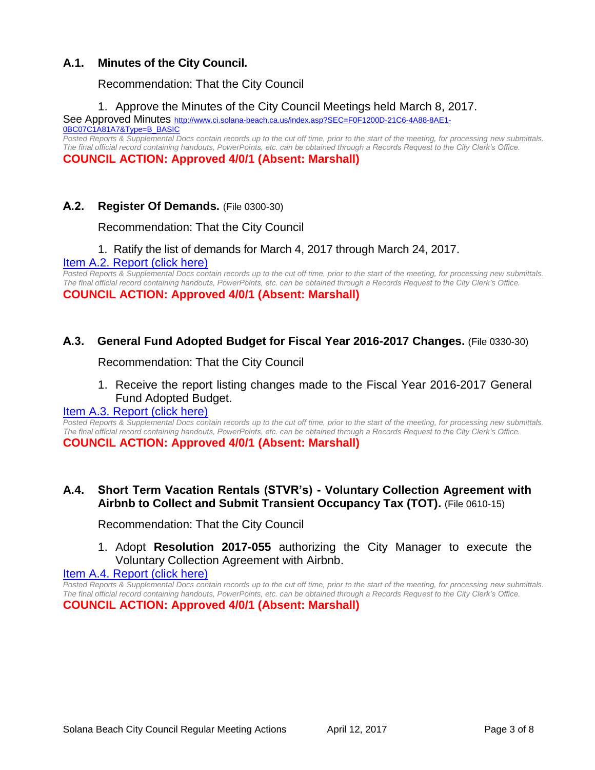### A.1. Minutes of the City Council.

Recommendation: That the City Council

1. Approve the Minutes of the City Council Meetings held March 8, 2017.

See Approved Minutes http://www.ci.solana-beach.ca.us/index.asp?SEC=F0F1200D-21C6-4A88-8AE1-0BC07C1A81A7&Type=B_BASIC

*Posted Reports & Supplemental Docs contain records up to the cut off time, prior to the start of the meeting, for processing new submittals. The final official record containing handouts, PowerPoints, etc. can be obtained through a Records Request to the City Clerk's Office.*

**COUNCIL ACTION: Approved 4/0/1 (Absent: Marshall)**

### A.2. Register Of Demands. (File 0300-30)

Recommendation: That the City Council

1. Ratify the list of demands for March 4, 2017 through March 24, 2017.

Item A.2. Report (click here)

*Posted Reports & Supplemental Docs contain records up to the cut off time, prior to the start of the meeting, for processing new submittals. The final official record containing handouts, PowerPoints, etc. can be obtained through a Records Request to the City Clerk's Office.*

**COUNCIL ACTION: Approved 4/0/1 (Absent: Marshall)**

### A.3. General Fund Adopted Budget for Fiscal Year 2016-2017 Changes. (File 0330-30)

Recommendation: That the City Council

1. Receive the report listing changes made to the Fiscal Year 2016-2017 General Fund Adopted Budget.

Item A.3. Report (click here)

*Posted Reports & Supplemental Docs contain records up to the cut off time, prior to the start of the meeting, for processing new submittals. The final official record containing handouts, PowerPoints, etc. can be obtained through a Records Request to the City Clerk's Office.*

**COUNCIL ACTION: Approved 4/0/1 (Absent: Marshall)**

### A.4. Short Term Vacation Rentals (STVR's) - Voluntary Collection Agreement with Airbnb to Collect and Submit Transient Occupancy Tax (TOT). (File 0610-15)

Recommendation: That the City Council

1. Adopt **Resolution 2017-055** authorizing the City Manager to execute the Voluntary Collection Agreement with Airbnb.

Item A.4. Report (click here)

*Posted Reports & Supplemental Docs contain records up to the cut off time, prior to the start of the meeting, for processing new submittals. The final official record containing handouts, PowerPoints, etc. can be obtained through a Records Request to the City Clerk's Office.*

**COUNCIL ACTION: Approved 4/0/1 (Absent: Marshall)**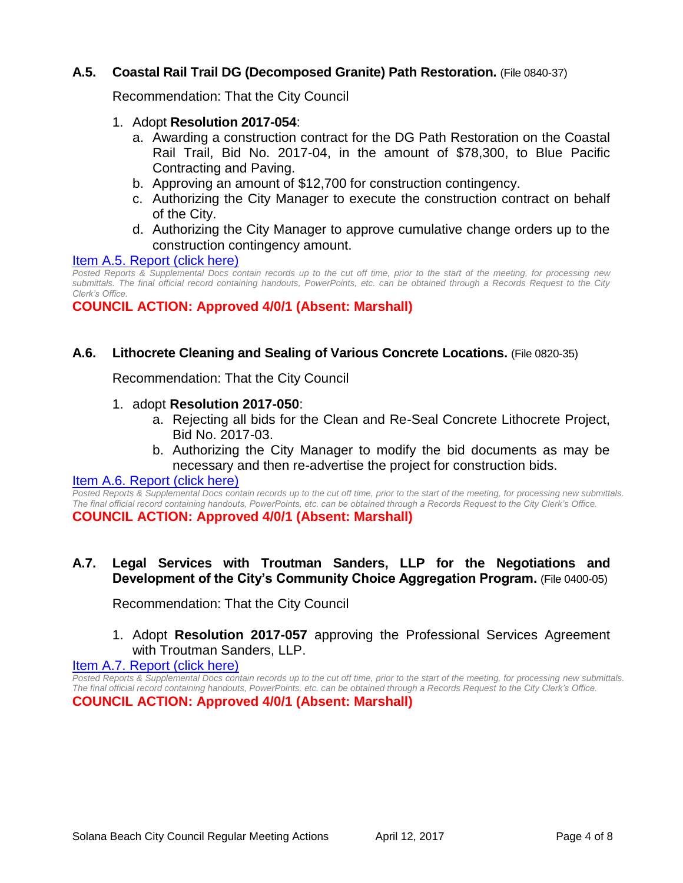### A.5. Coastal Rail Trail DG (Decomposed Granite) Path Restoration. (File 0840-37)

Recommendation: That the City Council

1. Adopt **Resolution 2017-054**:
   a. Awarding a construction contract for the DG Path Restoration on the Coastal Rail Trail, Bid No. 2017-04, in the amount of $78,300, to Blue Pacific Contracting and Paving.
   b. Approving an amount of $12,700 for construction contingency.
   c. Authorizing the City Manager to execute the construction contract on behalf of the City.
   d. Authorizing the City Manager to approve cumulative change orders up to the construction contingency amount.

Item A.5. Report (click here)

*Posted Reports & Supplemental Docs contain records up to the cut off time, prior to the start of the meeting, for processing new submittals. The final official record containing handouts, PowerPoints, etc. can be obtained through a Records Request to the City Clerk's Office.*

**COUNCIL ACTION: Approved 4/0/1 (Absent: Marshall)**

### A.6. Lithocrete Cleaning and Sealing of Various Concrete Locations. (File 0820-35)

Recommendation: That the City Council

1. adopt **Resolution 2017-050**:
   a. Rejecting all bids for the Clean and Re-Seal Concrete Lithocrete Project, Bid No. 2017-03.
   b. Authorizing the City Manager to modify the bid documents as may be necessary and then re-advertise the project for construction bids.

Item A.6. Report (click here)

*Posted Reports & Supplemental Docs contain records up to the cut off time, prior to the start of the meeting, for processing new submittals. The final official record containing handouts, PowerPoints, etc. can be obtained through a Records Request to the City Clerk's Office.*

**COUNCIL ACTION: Approved 4/0/1 (Absent: Marshall)**

### A.7. Legal Services with Troutman Sanders, LLP for the Negotiations and Development of the City's Community Choice Aggregation Program. (File 0400-05)

Recommendation: That the City Council

1. Adopt **Resolution 2017-057** approving the Professional Services Agreement with Troutman Sanders, LLP.

Item A.7. Report (click here)

*Posted Reports & Supplemental Docs contain records up to the cut off time, prior to the start of the meeting, for processing new submittals. The final official record containing handouts, PowerPoints, etc. can be obtained through a Records Request to the City Clerk's Office.*

**COUNCIL ACTION: Approved 4/0/1 (Absent: Marshall)**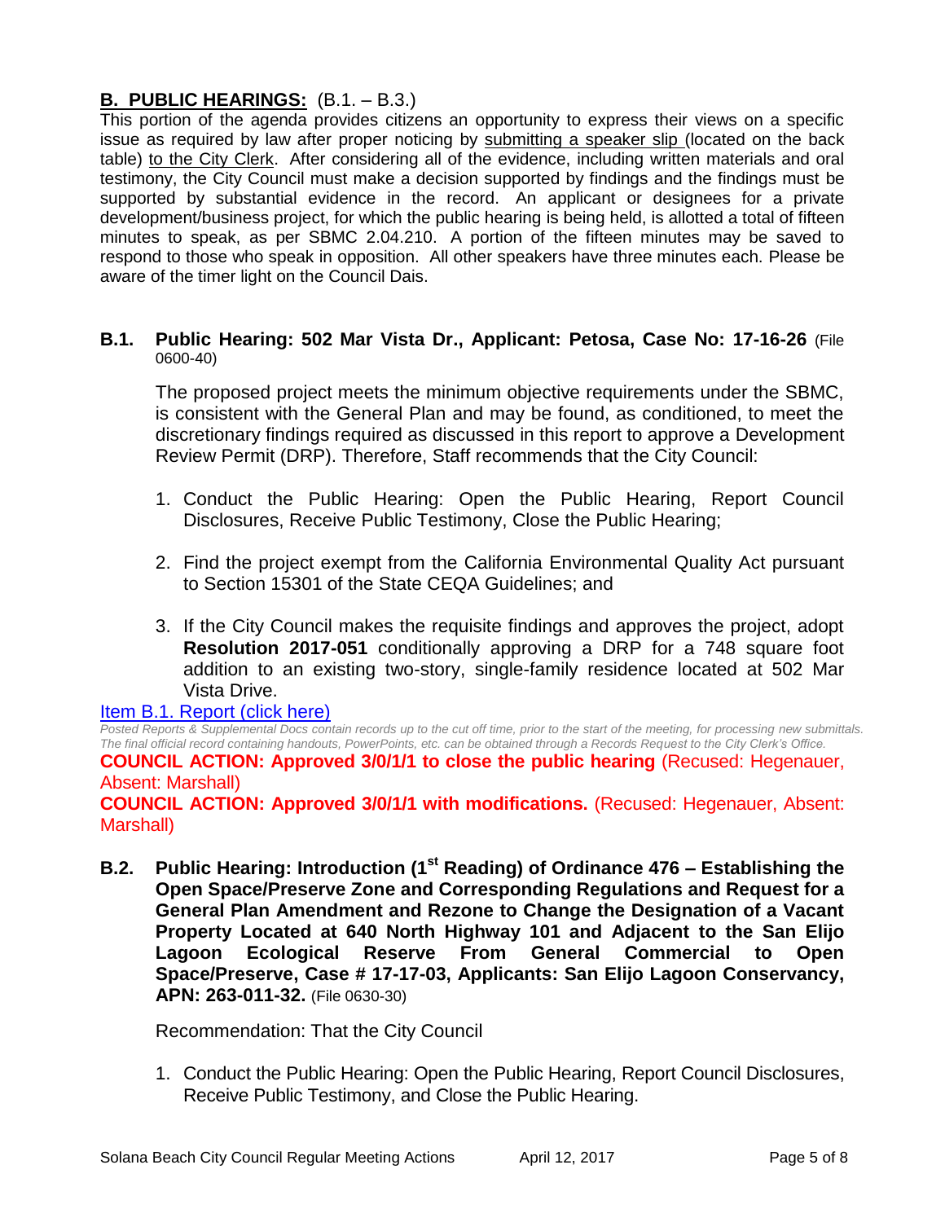## B. PUBLIC HEARINGS: (B.1. – B.3.)

This portion of the agenda provides citizens an opportunity to express their views on a specific issue as required by law after proper noticing by submitting a speaker slip (located on the back table) to the City Clerk. After considering all of the evidence, including written materials and oral testimony, the City Council must make a decision supported by findings and the findings must be supported by substantial evidence in the record. An applicant or designees for a private development/business project, for which the public hearing is being held, is allotted a total of fifteen minutes to speak, as per SBMC 2.04.210. A portion of the fifteen minutes may be saved to respond to those who speak in opposition. All other speakers have three minutes each. Please be aware of the timer light on the Council Dais.

### B.1. Public Hearing: 502 Mar Vista Dr., Applicant: Petosa, Case No: 17-16-26 (File 0600-40)

The proposed project meets the minimum objective requirements under the SBMC, is consistent with the General Plan and may be found, as conditioned, to meet the discretionary findings required as discussed in this report to approve a Development Review Permit (DRP). Therefore, Staff recommends that the City Council:

1. Conduct the Public Hearing: Open the Public Hearing, Report Council Disclosures, Receive Public Testimony, Close the Public Hearing;
2. Find the project exempt from the California Environmental Quality Act pursuant to Section 15301 of the State CEQA Guidelines; and
3. If the City Council makes the requisite findings and approves the project, adopt **Resolution 2017-051** conditionally approving a DRP for a 748 square foot addition to an existing two-story, single-family residence located at 502 Mar Vista Drive.

Item B.1. Report (click here)

*Posted Reports & Supplemental Docs contain records up to the cut off time, prior to the start of the meeting, for processing new submittals. The final official record containing handouts, PowerPoints, etc. can be obtained through a Records Request to the City Clerk's Office.*

**COUNCIL ACTION: Approved 3/0/1/1 to close the public hearing** (Recused: Hegenauer, Absent: Marshall)

**COUNCIL ACTION: Approved 3/0/1/1 with modifications.** (Recused: Hegenauer, Absent: Marshall)

### B.2. Public Hearing: Introduction (1st Reading) of Ordinance 476 – Establishing the Open Space/Preserve Zone and Corresponding Regulations and Request for a General Plan Amendment and Rezone to Change the Designation of a Vacant Property Located at 640 North Highway 101 and Adjacent to the San Elijo Lagoon Ecological Reserve From General Commercial to Open Space/Preserve, Case # 17-17-03, Applicants: San Elijo Lagoon Conservancy, APN: 263-011-32. (File 0630-30)

Recommendation: That the City Council

1. Conduct the Public Hearing: Open the Public Hearing, Report Council Disclosures, Receive Public Testimony, and Close the Public Hearing.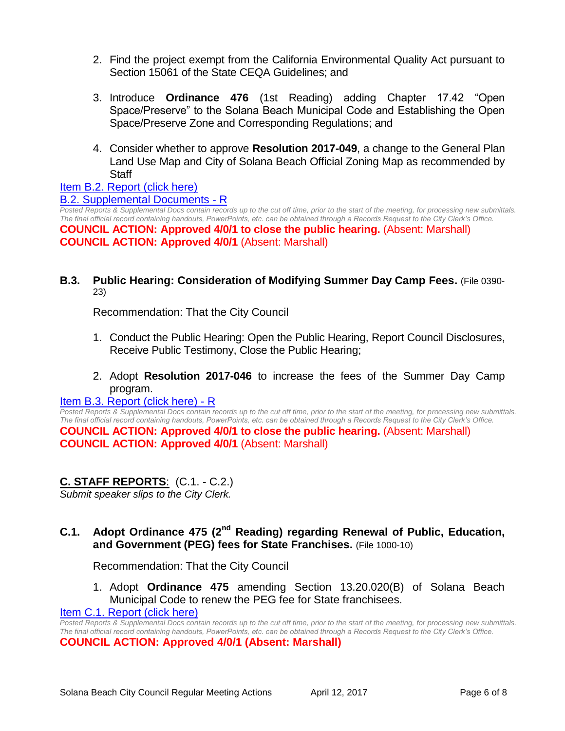2. Find the project exempt from the California Environmental Quality Act pursuant to Section 15061 of the State CEQA Guidelines; and

3. Introduce **Ordinance 476** (1st Reading) adding Chapter 17.42 "Open Space/Preserve" to the Solana Beach Municipal Code and Establishing the Open Space/Preserve Zone and Corresponding Regulations; and

4. Consider whether to approve **Resolution 2017-049**, a change to the General Plan Land Use Map and City of Solana Beach Official Zoning Map as recommended by Staff

Item B.2. Report (click here)
B.2. Supplemental Documents - R

*Posted Reports & Supplemental Docs contain records up to the cut off time, prior to the start of the meeting, for processing new submittals. The final official record containing handouts, PowerPoints, etc. can be obtained through a Records Request to the City Clerk's Office.*

**COUNCIL ACTION: Approved 4/0/1 to close the public hearing.** (Absent: Marshall)
**COUNCIL ACTION: Approved 4/0/1** (Absent: Marshall)

### B.3. Public Hearing: Consideration of Modifying Summer Day Camp Fees. (File 0390-23)

Recommendation: That the City Council

1. Conduct the Public Hearing: Open the Public Hearing, Report Council Disclosures, Receive Public Testimony, Close the Public Hearing;

2. Adopt **Resolution 2017-046** to increase the fees of the Summer Day Camp program.

Item B.3. Report (click here) - R

*Posted Reports & Supplemental Docs contain records up to the cut off time, prior to the start of the meeting, for processing new submittals. The final official record containing handouts, PowerPoints, etc. can be obtained through a Records Request to the City Clerk's Office.*

**COUNCIL ACTION: Approved 4/0/1 to close the public hearing.** (Absent: Marshall)
**COUNCIL ACTION: Approved 4/0/1** (Absent: Marshall)

## C. STAFF REPORTS: (C.1. - C.2.)

*Submit speaker slips to the City Clerk.*

### C.1. Adopt Ordinance 475 (2nd Reading) regarding Renewal of Public, Education, and Government (PEG) fees for State Franchises. (File 1000-10)

Recommendation: That the City Council

1. Adopt **Ordinance 475** amending Section 13.20.020(B) of Solana Beach Municipal Code to renew the PEG fee for State franchisees.

Item C.1. Report (click here)

*Posted Reports & Supplemental Docs contain records up to the cut off time, prior to the start of the meeting, for processing new submittals. The final official record containing handouts, PowerPoints, etc. can be obtained through a Records Request to the City Clerk's Office.*

**COUNCIL ACTION: Approved 4/0/1 (Absent: Marshall)**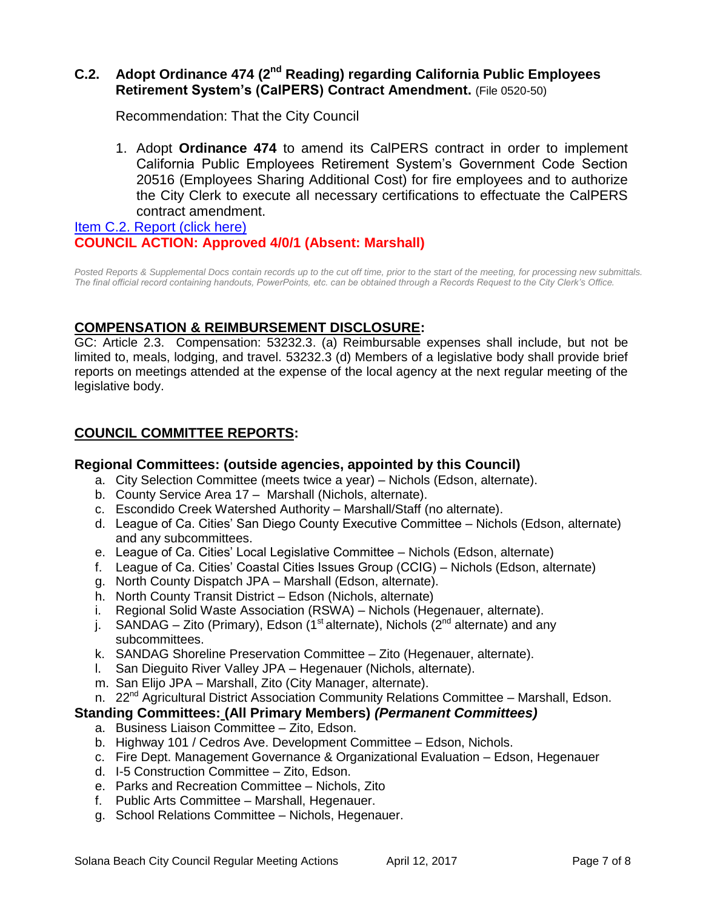### C.2. Adopt Ordinance 474 (2nd Reading) regarding California Public Employees Retirement System's (CalPERS) Contract Amendment. (File 0520-50)

Recommendation: That the City Council

1. Adopt **Ordinance 474** to amend its CalPERS contract in order to implement California Public Employees Retirement System's Government Code Section 20516 (Employees Sharing Additional Cost) for fire employees and to authorize the City Clerk to execute all necessary certifications to effectuate the CalPERS contract amendment.

Item C.2. Report (click here)

**COUNCIL ACTION: Approved 4/0/1 (Absent: Marshall)**

*Posted Reports & Supplemental Docs contain records up to the cut off time, prior to the start of the meeting, for processing new submittals. The final official record containing handouts, PowerPoints, etc. can be obtained through a Records Request to the City Clerk's Office.*

## COMPENSATION & REIMBURSEMENT DISCLOSURE:

GC: Article 2.3. Compensation: 53232.3. (a) Reimbursable expenses shall include, but not be limited to, meals, lodging, and travel. 53232.3 (d) Members of a legislative body shall provide brief reports on meetings attended at the expense of the local agency at the next regular meeting of the legislative body.

## COUNCIL COMMITTEE REPORTS:

### Regional Committees: (outside agencies, appointed by this Council)

a. City Selection Committee (meets twice a year) – Nichols (Edson, alternate).
b. County Service Area 17 – Marshall (Nichols, alternate).
c. Escondido Creek Watershed Authority – Marshall/Staff (no alternate).
d. League of Ca. Cities' San Diego County Executive Committee – Nichols (Edson, alternate) and any subcommittees.
e. League of Ca. Cities' Local Legislative Committee – Nichols (Edson, alternate)
f. League of Ca. Cities' Coastal Cities Issues Group (CCIG) – Nichols (Edson, alternate)
g. North County Dispatch JPA – Marshall (Edson, alternate).
h. North County Transit District – Edson (Nichols, alternate)
i. Regional Solid Waste Association (RSWA) – Nichols (Hegenauer, alternate).
j. SANDAG – Zito (Primary), Edson (1st alternate), Nichols (2nd alternate) and any subcommittees.
k. SANDAG Shoreline Preservation Committee – Zito (Hegenauer, alternate).
l. San Dieguito River Valley JPA – Hegenauer (Nichols, alternate).
m. San Elijo JPA – Marshall, Zito (City Manager, alternate).
n. 22nd Agricultural District Association Community Relations Committee – Marshall, Edson.

### Standing Committees: (All Primary Members) *(Permanent Committees)*

a. Business Liaison Committee – Zito, Edson.
b. Highway 101 / Cedros Ave. Development Committee – Edson, Nichols.
c. Fire Dept. Management Governance & Organizational Evaluation – Edson, Hegenauer
d. I-5 Construction Committee – Zito, Edson.
e. Parks and Recreation Committee – Nichols, Zito
f. Public Arts Committee – Marshall, Hegenauer.
g. School Relations Committee – Nichols, Hegenauer.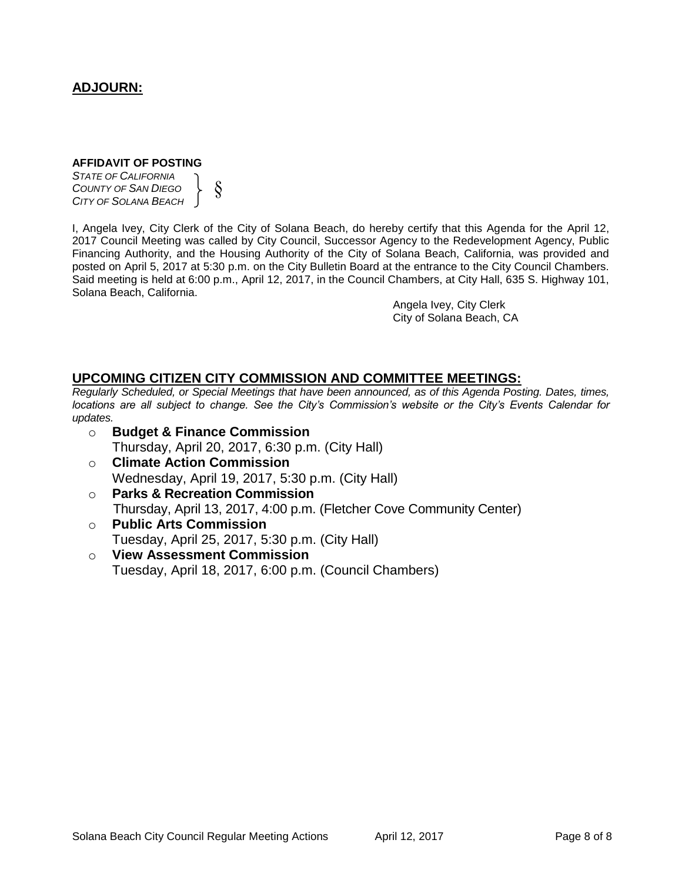## ADJOURN:

**AFFIDAVIT OF POSTING**

*STATE OF CALIFORNIA*
*COUNTY OF SAN DIEGO* } §
*CITY OF SOLANA BEACH*

I, Angela Ivey, City Clerk of the City of Solana Beach, do hereby certify that this Agenda for the April 12, 2017 Council Meeting was called by City Council, Successor Agency to the Redevelopment Agency, Public Financing Authority, and the Housing Authority of the City of Solana Beach, California, was provided and posted on April 5, 2017 at 5:30 p.m. on the City Bulletin Board at the entrance to the City Council Chambers. Said meeting is held at 6:00 p.m., April 12, 2017, in the Council Chambers, at City Hall, 635 S. Highway 101, Solana Beach, California.

Angela Ivey, City Clerk
City of Solana Beach, CA

## UPCOMING CITIZEN CITY COMMISSION AND COMMITTEE MEETINGS:

*Regularly Scheduled, or Special Meetings that have been announced, as of this Agenda Posting. Dates, times, locations are all subject to change. See the City's Commission's website or the City's Events Calendar for updates.*

- **Budget & Finance Commission**
  Thursday, April 20, 2017, 6:30 p.m. (City Hall)
- **Climate Action Commission**
  Wednesday, April 19, 2017, 5:30 p.m. (City Hall)
- **Parks & Recreation Commission**
  Thursday, April 13, 2017, 4:00 p.m. (Fletcher Cove Community Center)
- **Public Arts Commission**
  Tuesday, April 25, 2017, 5:30 p.m. (City Hall)
- **View Assessment Commission**
  Tuesday, April 18, 2017, 6:00 p.m. (Council Chambers)